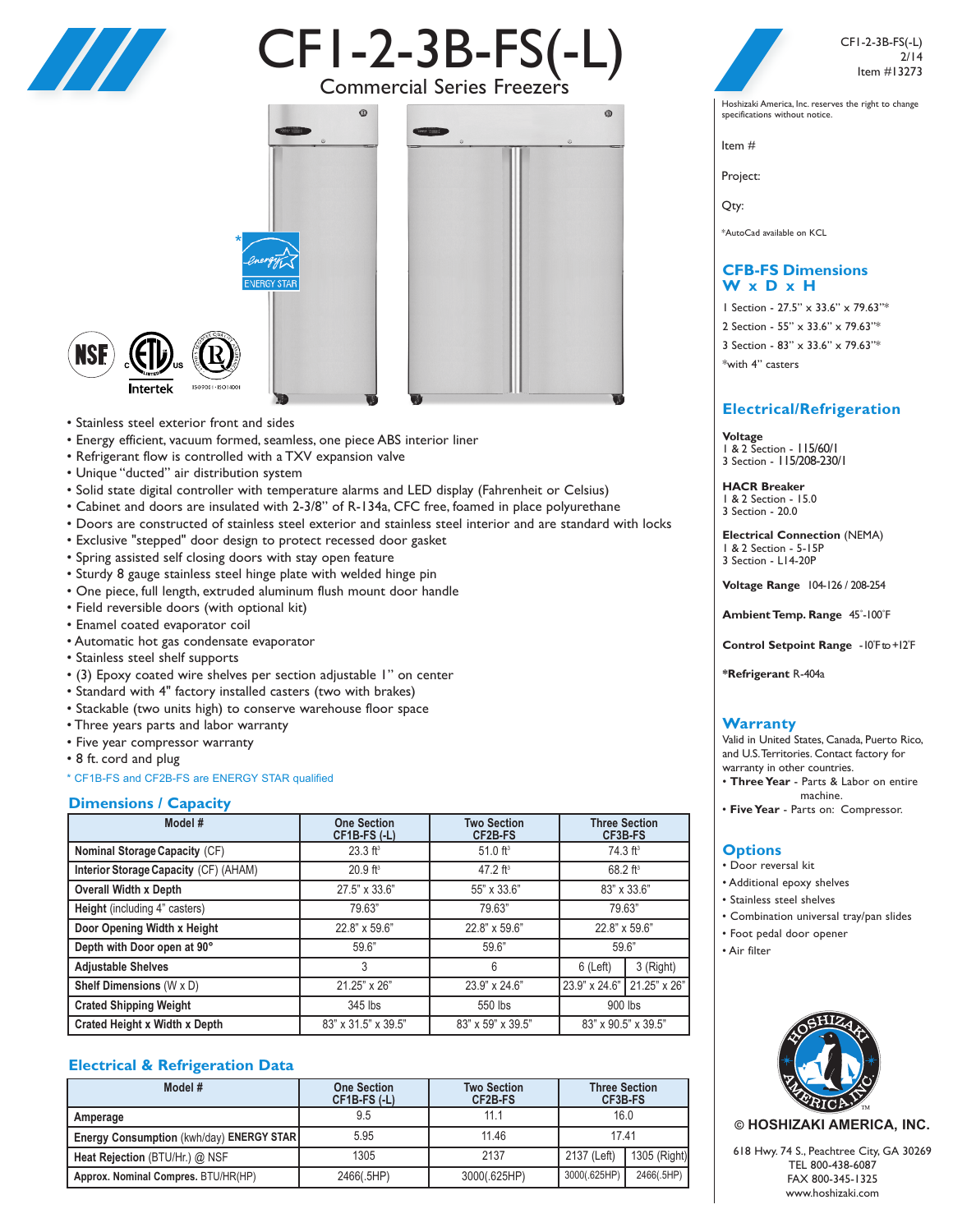# CF1-2-3B-FS(-L)

## Commercial Series Freezers

CF1-2-3B-FS(-L)
2/14
Item #13273

Hoshizaki America, Inc. reserves the right to change specifications without notice.

Item #

Project:

Qty:

*AutoCad available on KCL

- Stainless steel exterior front and sides
- Energy efficient, vacuum formed, seamless, one piece ABS interior liner
- Refrigerant flow is controlled with a TXV expansion valve
- Unique "ducted" air distribution system
- Solid state digital controller with temperature alarms and LED display (Fahrenheit or Celsius)
- Cabinet and doors are insulated with 2-3/8" of R-134a, CFC free, foamed in place polyurethane
- Doors are constructed of stainless steel exterior and stainless steel interior and are standard with locks
- Exclusive "stepped" door design to protect recessed door gasket
- Spring assisted self closing doors with stay open feature
- Sturdy 8 gauge stainless steel hinge plate with welded hinge pin
- One piece, full length, extruded aluminum flush mount door handle
- Field reversible doors (with optional kit)
- Enamel coated evaporator coil
- Automatic hot gas condensate evaporator
- Stainless steel shelf supports
- (3) Epoxy coated wire shelves per section adjustable 1" on center
- Standard with 4" factory installed casters (two with brakes)
- Stackable (two units high) to conserve warehouse floor space
- Three years parts and labor warranty
- Five year compressor warranty
- 8 ft. cord and plug

\* CF1B-FS and CF2B-FS are ENERGY STAR qualified

## Dimensions / Capacity

| Model # | One Section CF1B-FS (-L) | Two Section CF2B-FS | Three Section CF3B-FS | |
|---|---|---|---|---|
| Nominal Storage Capacity (CF) | 23.3 ft³ | 51.0 ft³ | 74.3 ft³ | |
| Interior Storage Capacity (CF) (AHAM) | 20.9 ft³ | 47.2 ft³ | 68.2 ft³ | |
| Overall Width x Depth | 27.5" x 33.6" | 55" x 33.6" | 83" x 33.6" | |
| Height (including 4" casters) | 79.63" | 79.63" | 79.63" | |
| Door Opening Width x Height | 22.8" x 59.6" | 22.8" x 59.6" | 22.8" x 59.6" | |
| Depth with Door open at 90° | 59.6" | 59.6" | 59.6" | |
| Adjustable Shelves | 3 | 6 | 6 (Left) | 3 (Right) |
| Shelf Dimensions (W x D) | 21.25" x 26" | 23.9" x 24.6" | 23.9" x 24.6" | 21.25" x 26" |
| Crated Shipping Weight | 345 lbs | 550 lbs | 900 lbs | |
| Crated Height x Width x Depth | 83" x 31.5" x 39.5" | 83" x 59" x 39.5" | 83" x 90.5" x 39.5" | |

## Electrical & Refrigeration Data

| Model # | One Section CF1B-FS (-L) | Two Section CF2B-FS | Three Section CF3B-FS | |
|---|---|---|---|---|
| Amperage | 9.5 | 11.1 | 16.0 | |
| Energy Consumption (kwh/day) ENERGY STAR | 5.95 | 11.46 | 17.41 | |
| Heat Rejection (BTU/Hr.) @ NSF | 1305 | 2137 | 2137 (Left) | 1305 (Right) |
| Approx. Nominal Compres. BTU/HR(HP) | 2466(.5HP) | 3000(.625HP) | 3000(.625HP) | 2466(.5HP) |

## CFB-FS Dimensions W x D x H

1 Section - 27.5" x 33.6" x 79.63"*
2 Section - 55" x 33.6" x 79.63"*
3 Section - 83" x 33.6" x 79.63"*
*with 4" casters

## Electrical/Refrigeration

**Voltage**
1 & 2 Section - 115/60/1
3 Section - 115/208-230/1

**HACR Breaker**
1 & 2 Section - 15.0
3 Section - 20.0

**Electrical Connection** (NEMA)
1 & 2 Section - 5-15P
3 Section - L14-20P

**Voltage Range** 104-126 / 208-254

**Ambient Temp. Range** 45°-100°F

**Control Setpoint Range** -10°F to +12°F

***Refrigerant** R-404a

## Warranty

Valid in United States, Canada, Puerto Rico, and U.S. Territories. Contact factory for warranty in other countries.

- **Three Year** - Parts & Labor on entire machine.
- **Five Year** - Parts on: Compressor.

## Options

- Door reversal kit
- Additional epoxy shelves
- Stainless steel shelves
- Combination universal tray/pan slides
- Foot pedal door opener
- Air filter

© HOSHIZAKI AMERICA, INC.

618 Hwy. 74 S., Peachtree City, GA 30269
TEL 800-438-6087
FAX 800-345-1325
www.hoshizaki.com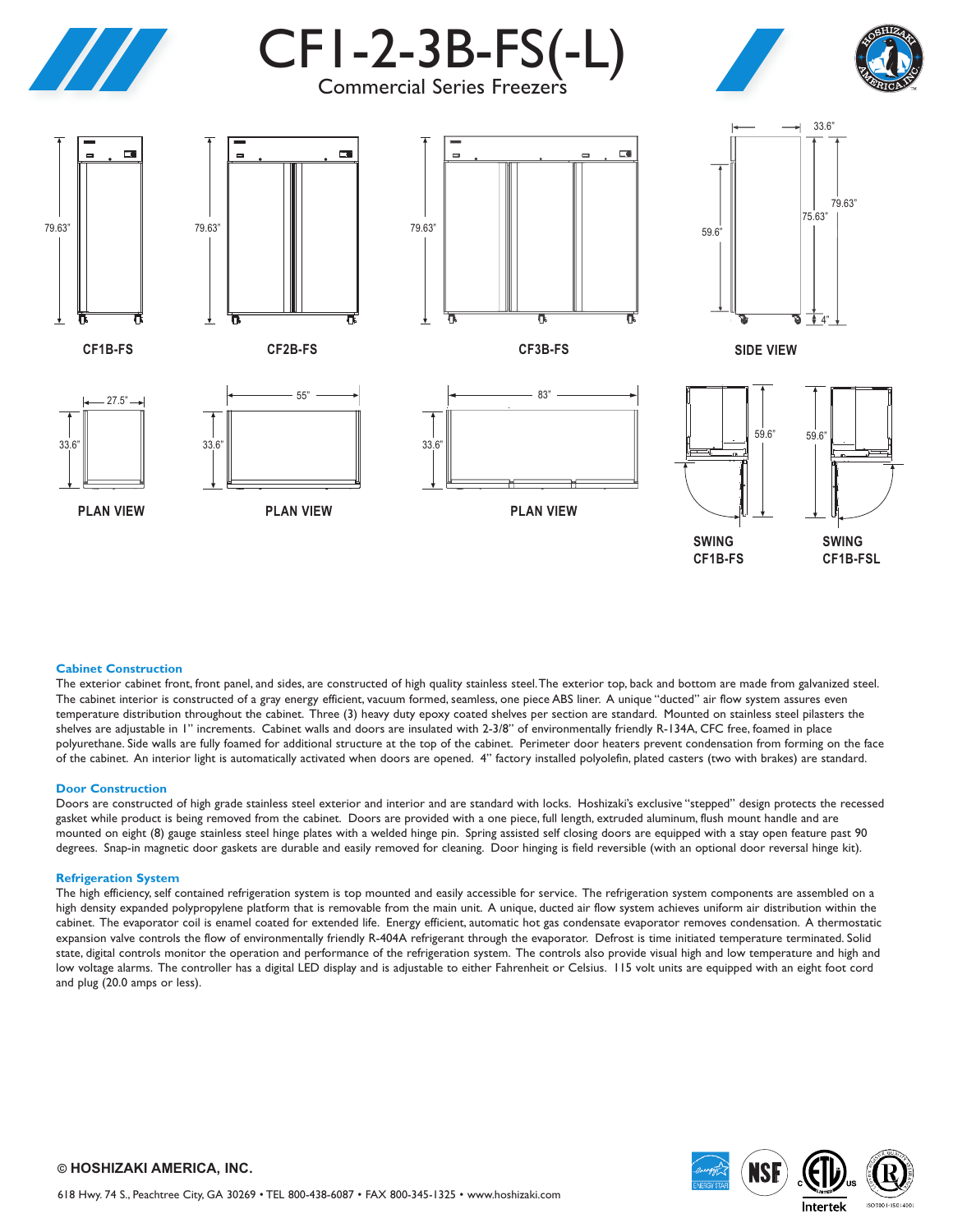# CF1-2-3B-FS(-L)

Commercial Series Freezers

79.63"

CF1B-FS

79.63"

CF2B-FS

79.63"

CF3B-FS

33.6"

79.63"

75.63"

59.6"

4"

SIDE VIEW

27.5"

33.6"

PLAN VIEW

55"

33.6"

PLAN VIEW

83"

33.6"

PLAN VIEW

59.6"

SWING CF1B-FS

59.6"

SWING CF1B-FSL

### Cabinet Construction

The exterior cabinet front, front panel, and sides, are constructed of high quality stainless steel. The exterior top, back and bottom are made from galvanized steel. The cabinet interior is constructed of a gray energy efficient, vacuum formed, seamless, one piece ABS liner. A unique "ducted" air flow system assures even temperature distribution throughout the cabinet. Three (3) heavy duty epoxy coated shelves per section are standard. Mounted on stainless steel pilasters the shelves are adjustable in 1" increments. Cabinet walls and doors are insulated with 2-3/8" of environmentally friendly R-134A, CFC free, foamed in place polyurethane. Side walls are fully foamed for additional structure at the top of the cabinet. Perimeter door heaters prevent condensation from forming on the face of the cabinet. An interior light is automatically activated when doors are opened. 4" factory installed polyolefin, plated casters (two with brakes) are standard.

### Door Construction

Doors are constructed of high grade stainless steel exterior and interior and are standard with locks. Hoshizaki's exclusive "stepped" design protects the recessed gasket while product is being removed from the cabinet. Doors are provided with a one piece, full length, extruded aluminum, flush mount handle and are mounted on eight (8) gauge stainless steel hinge plates with a welded hinge pin. Spring assisted self closing doors are equipped with a stay open feature past 90 degrees. Snap-in magnetic door gaskets are durable and easily removed for cleaning. Door hinging is field reversible (with an optional door reversal hinge kit).

### Refrigeration System

The high efficiency, self contained refrigeration system is top mounted and easily accessible for service. The refrigeration system components are assembled on a high density expanded polypropylene platform that is removable from the main unit. A unique, ducted air flow system achieves uniform air distribution within the cabinet. The evaporator coil is enamel coated for extended life. Energy efficient, automatic hot gas condensate evaporator removes condensation. A thermostatic expansion valve controls the flow of environmentally friendly R-404A refrigerant through the evaporator. Defrost is time initiated temperature terminated. Solid state, digital controls monitor the operation and performance of the refrigeration system. The controls also provide visual high and low temperature and high and low voltage alarms. The controller has a digital LED display and is adjustable to either Fahrenheit or Celsius. 115 volt units are equipped with an eight foot cord and plug (20.0 amps or less).

**© HOSHIZAKI AMERICA, INC.**

618 Hwy. 74 S., Peachtree City, GA 30269 • TEL 800-438-6087 • FAX 800-345-1325 • www.hoshizaki.com